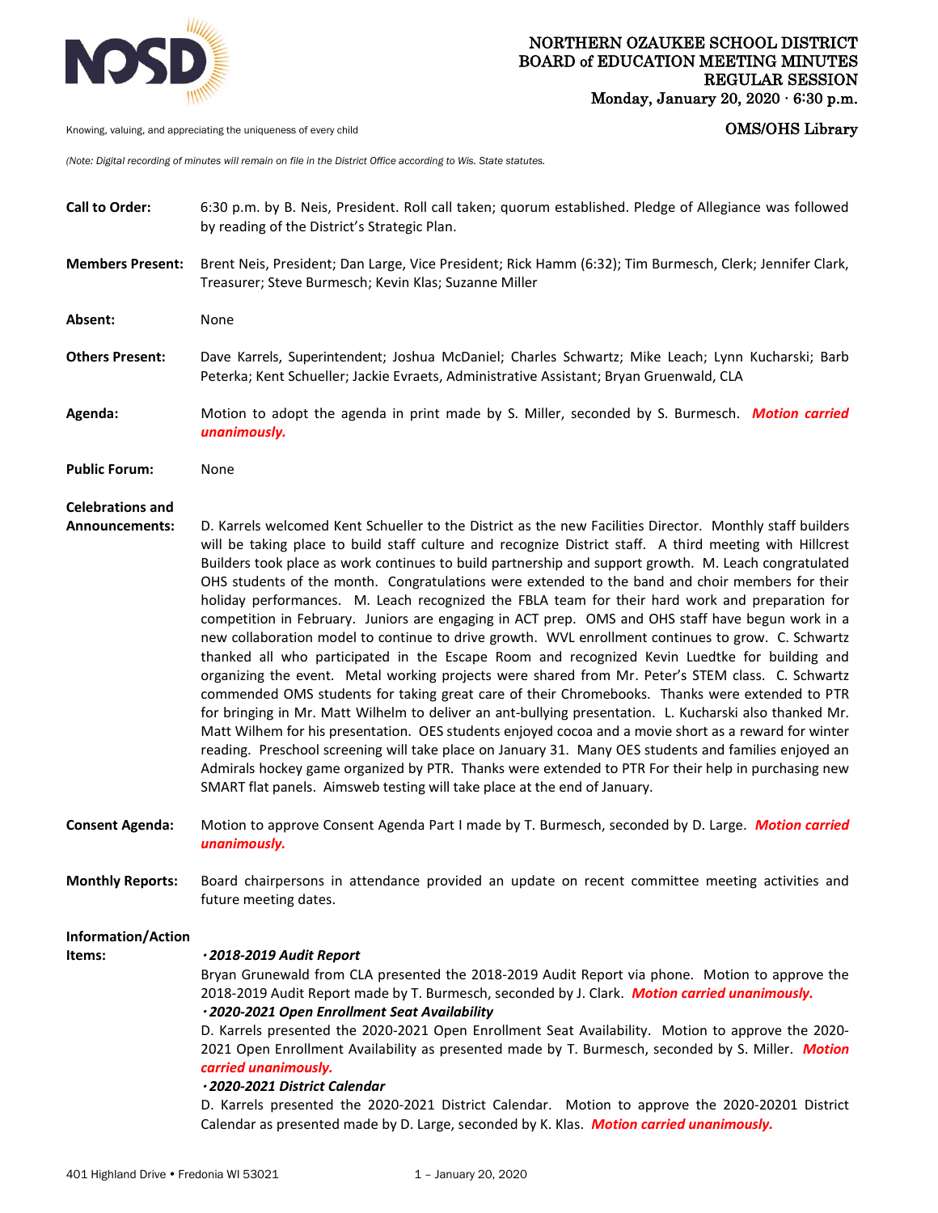# NORTHERN OZAUKEE SCHOOL DISTRICT
## BOARD of EDUCATION MEETING MINUTES
### REGULAR SESSION
**Monday, January 20, 2020 · 6:30 p.m.**

Knowing, valuing, and appreciating the uniqueness of every child

**OMS/OHS Library**

*(Note: Digital recording of minutes will remain on file in the District Office according to Wis. State statutes.*

**Call to Order:** 6:30 p.m. by B. Neis, President. Roll call taken; quorum established. Pledge of Allegiance was followed by reading of the District's Strategic Plan.

**Members Present:** Brent Neis, President; Dan Large, Vice President; Rick Hamm (6:32); Tim Burmesch, Clerk; Jennifer Clark, Treasurer; Steve Burmesch; Kevin Klas; Suzanne Miller

**Absent:** None

**Others Present:** Dave Karrels, Superintendent; Joshua McDaniel; Charles Schwartz; Mike Leach; Lynn Kucharski; Barb Peterka; Kent Schueller; Jackie Evraets, Administrative Assistant; Bryan Gruenwald, CLA

**Agenda:** Motion to adopt the agenda in print made by S. Miller, seconded by S. Burmesch. ***Motion carried unanimously.***

**Public Forum:** None

**Celebrations and Announcements:** D. Karrels welcomed Kent Schueller to the District as the new Facilities Director. Monthly staff builders will be taking place to build staff culture and recognize District staff. A third meeting with Hillcrest Builders took place as work continues to build partnership and support growth. M. Leach congratulated OHS students of the month. Congratulations were extended to the band and choir members for their holiday performances. M. Leach recognized the FBLA team for their hard work and preparation for competition in February. Juniors are engaging in ACT prep. OMS and OHS staff have begun work in a new collaboration model to continue to drive growth. WVL enrollment continues to grow. C. Schwartz thanked all who participated in the Escape Room and recognized Kevin Luedtke for building and organizing the event. Metal working projects were shared from Mr. Peter's STEM class. C. Schwartz commended OMS students for taking great care of their Chromebooks. Thanks were extended to PTR for bringing in Mr. Matt Wilhelm to deliver an ant-bullying presentation. L. Kucharski also thanked Mr. Matt Wilhem for his presentation. OES students enjoyed cocoa and a movie short as a reward for winter reading. Preschool screening will take place on January 31. Many OES students and families enjoyed an Admirals hockey game organized by PTR. Thanks were extended to PTR For their help in purchasing new SMART flat panels. Aimsweb testing will take place at the end of January.

**Consent Agenda:** Motion to approve Consent Agenda Part I made by T. Burmesch, seconded by D. Large. ***Motion carried unanimously.***

**Monthly Reports:** Board chairpersons in attendance provided an update on recent committee meeting activities and future meeting dates.

**Information/Action Items:**

***· 2018-2019 Audit Report***
Bryan Grunewald from CLA presented the 2018-2019 Audit Report via phone. Motion to approve the 2018-2019 Audit Report made by T. Burmesch, seconded by J. Clark. ***Motion carried unanimously.***

***· 2020-2021 Open Enrollment Seat Availability***
D. Karrels presented the 2020-2021 Open Enrollment Seat Availability. Motion to approve the 2020-2021 Open Enrollment Availability as presented made by T. Burmesch, seconded by S. Miller. ***Motion carried unanimously.***

***· 2020-2021 District Calendar***
D. Karrels presented the 2020-2021 District Calendar. Motion to approve the 2020-20201 District Calendar as presented made by D. Large, seconded by K. Klas. ***Motion carried unanimously.***

401 Highland Drive • Fredonia WI 53021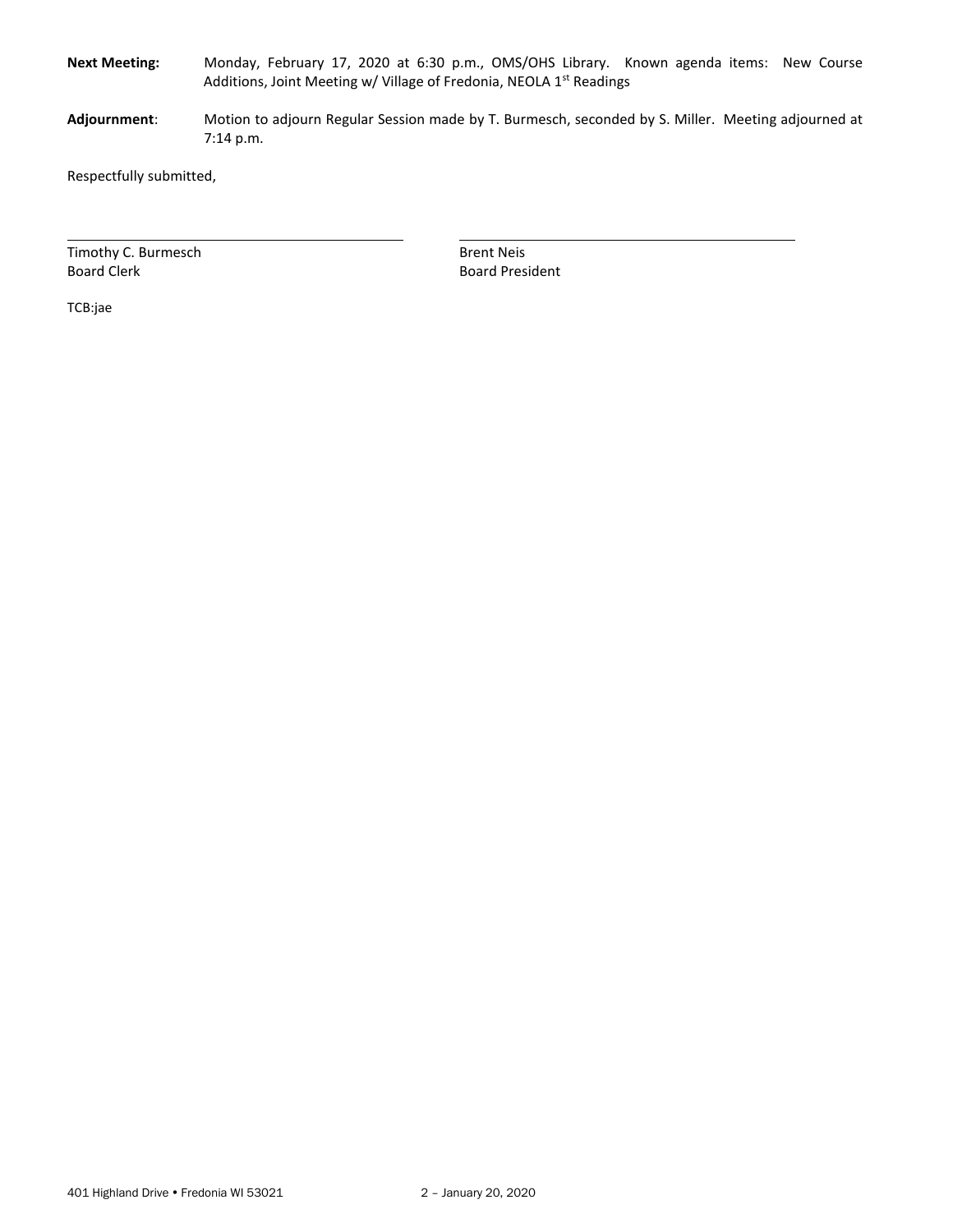**Next Meeting:** Monday, February 17, 2020 at 6:30 p.m., OMS/OHS Library. Known agenda items: New Course Additions, Joint Meeting w/ Village of Fredonia, NEOLA 1st Readings

**Adjournment**: Motion to adjourn Regular Session made by T. Burmesch, seconded by S. Miller. Meeting adjourned at 7:14 p.m.

Respectfully submitted,

| | |
|---|---|
| Timothy C. Burmesch | Brent Neis |
| Board Clerk | Board President |

TCB:jae